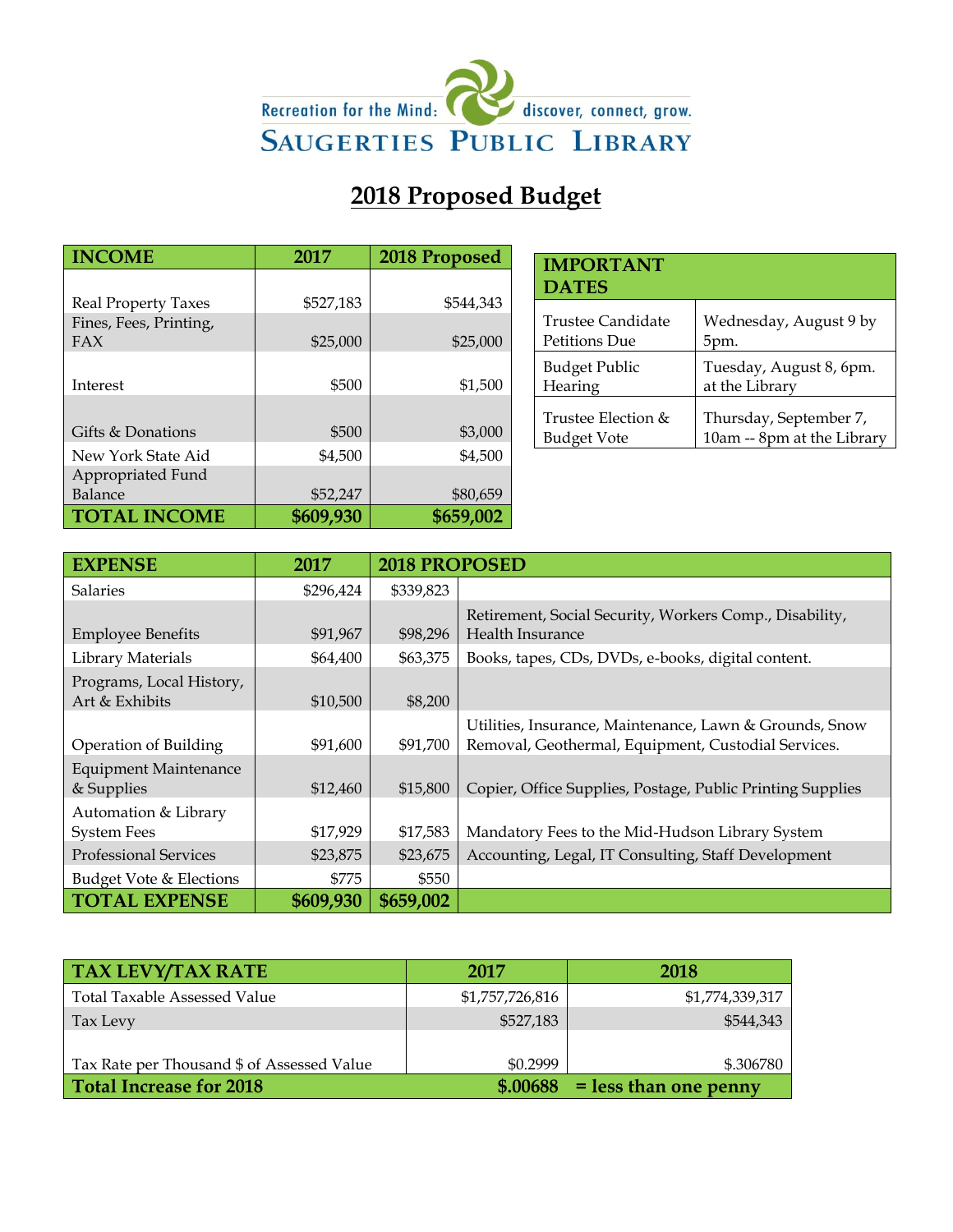Recreation for the Mind: discover, connect, grow.

# SAUGERTIES PUBLIC LIBRARY

## 2018 Proposed Budget

| INCOME | 2017 | 2018 Proposed |
|---|---|---|
| Real Property Taxes | $527,183 | $544,343 |
| Fines, Fees, Printing, FAX | $25,000 | $25,000 |
| Interest | $500 | $1,500 |
| Gifts & Donations | $500 | $3,000 |
| New York State Aid | $4,500 | $4,500 |
| Appropriated Fund Balance | $52,247 | $80,659 |
| **TOTAL INCOME** | **$609,930** | **$659,002** |

| IMPORTANT DATES | |
|---|---|
| Trustee Candidate Petitions Due | Wednesday, August 9 by 5pm. |
| Budget Public Hearing | Tuesday, August 8, 6pm. at the Library |
| Trustee Election & Budget Vote | Thursday, September 7, 10am -- 8pm at the Library |

| EXPENSE | 2017 | 2018 PROPOSED | |
|---|---|---|---|
| Salaries | $296,424 | $339,823 | |
| Employee Benefits | $91,967 | $98,296 | Retirement, Social Security, Workers Comp., Disability, Health Insurance |
| Library Materials | $64,400 | $63,375 | Books, tapes, CDs, DVDs, e-books, digital content. |
| Programs, Local History, Art & Exhibits | $10,500 | $8,200 | |
| Operation of Building | $91,600 | $91,700 | Utilities, Insurance, Maintenance, Lawn & Grounds, Snow Removal, Geothermal, Equipment, Custodial Services. |
| Equipment Maintenance & Supplies | $12,460 | $15,800 | Copier, Office Supplies, Postage, Public Printing Supplies |
| Automation & Library System Fees | $17,929 | $17,583 | Mandatory Fees to the Mid-Hudson Library System |
| Professional Services | $23,875 | $23,675 | Accounting, Legal, IT Consulting, Staff Development |
| Budget Vote & Elections | $775 | $550 | |
| **TOTAL EXPENSE** | **$609,930** | **$659,002** | |

| TAX LEVY/TAX RATE | 2017 | 2018 |
|---|---|---|
| Total Taxable Assessed Value | $1,757,726,816 | $1,774,339,317 |
| Tax Levy | $527,183 | $544,343 |
| Tax Rate per Thousand $ of Assessed Value | $0.2999 | $.306780 |
| **Total Increase for 2018** | **$.00688** | **= less than one penny** |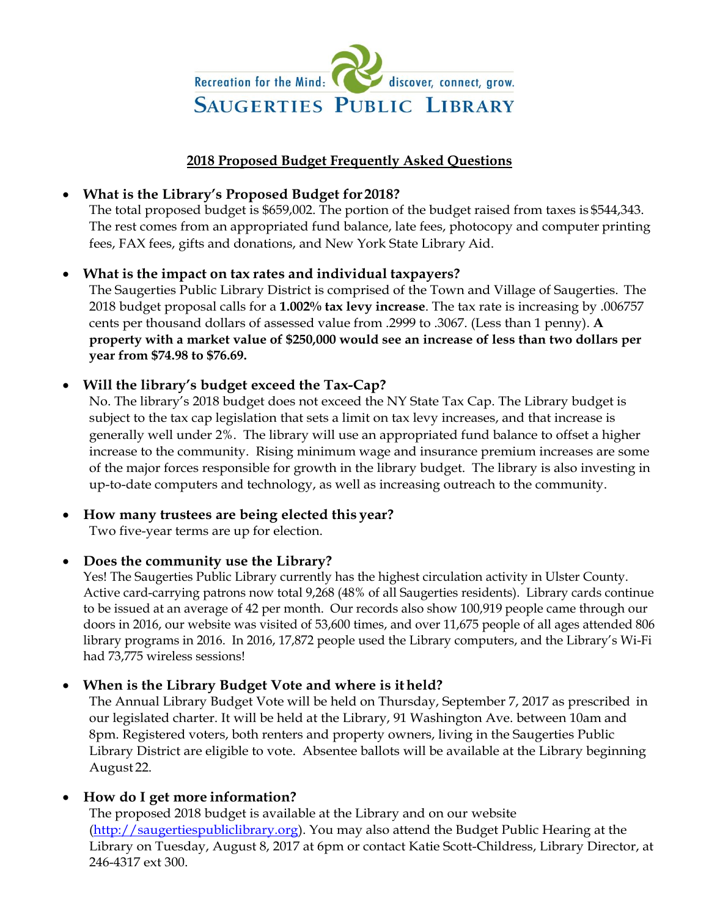Recreation for the Mind: discover, connect, grow.

**SAUGERTIES PUBLIC LIBRARY**

## 2018 Proposed Budget Frequently Asked Questions

- **What is the Library's Proposed Budget for 2018?**
  The total proposed budget is $659,002. The portion of the budget raised from taxes is $544,343. The rest comes from an appropriated fund balance, late fees, photocopy and computer printing fees, FAX fees, gifts and donations, and New York State Library Aid.

- **What is the impact on tax rates and individual taxpayers?**
  The Saugerties Public Library District is comprised of the Town and Village of Saugerties. The 2018 budget proposal calls for a **1.002% tax levy increase**. The tax rate is increasing by .006757 cents per thousand dollars of assessed value from .2999 to .3067. (Less than 1 penny). **A property with a market value of $250,000 would see an increase of less than two dollars per year from $74.98 to $76.69.**

- **Will the library's budget exceed the Tax-Cap?**
  No. The library's 2018 budget does not exceed the NY State Tax Cap. The Library budget is subject to the tax cap legislation that sets a limit on tax levy increases, and that increase is generally well under 2%. The library will use an appropriated fund balance to offset a higher increase to the community. Rising minimum wage and insurance premium increases are some of the major forces responsible for growth in the library budget. The library is also investing in up-to-date computers and technology, as well as increasing outreach to the community.

- **How many trustees are being elected this year?**
  Two five-year terms are up for election.

- **Does the community use the Library?**
  Yes! The Saugerties Public Library currently has the highest circulation activity in Ulster County. Active card-carrying patrons now total 9,268 (48% of all Saugerties residents). Library cards continue to be issued at an average of 42 per month. Our records also show 100,919 people came through our doors in 2016, our website was visited of 53,600 times, and over 11,675 people of all ages attended 806 library programs in 2016. In 2016, 17,872 people used the Library computers, and the Library's Wi-Fi had 73,775 wireless sessions!

- **When is the Library Budget Vote and where is it held?**
  The Annual Library Budget Vote will be held on Thursday, September 7, 2017 as prescribed in our legislated charter. It will be held at the Library, 91 Washington Ave. between 10am and 8pm. Registered voters, both renters and property owners, living in the Saugerties Public Library District are eligible to vote. Absentee ballots will be available at the Library beginning August 22.

- **How do I get more information?**
  The proposed 2018 budget is available at the Library and on our website (http://saugertiespubliclibrary.org). You may also attend the Budget Public Hearing at the Library on Tuesday, August 8, 2017 at 6pm or contact Katie Scott-Childress, Library Director, at 246-4317 ext 300.